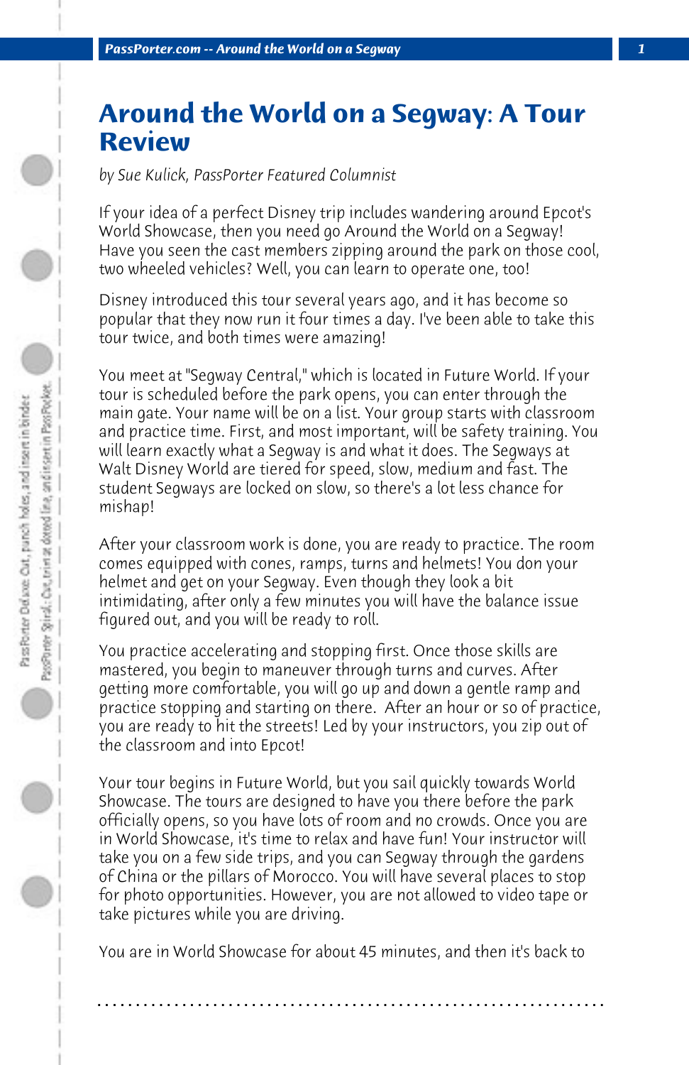# Around the World on a Segway: A Tour Review

*by Sue Kulick, PassPorter Featured Columnist*

If your idea of a perfect Disney trip includes wandering around Epcot's World Showcase, then you need go Around the World on a Segway! Have you seen the cast members zipping around the park on those cool, two wheeled vehicles? Well, you can learn to operate one, too!

Disney introduced this tour several years ago, and it has become so popular that they now run it four times a day. I've been able to take this tour twice, and both times were amazing!

You meet at "Segway Central," which is located in Future World. If your tour is scheduled before the park opens, you can enter through the main gate. Your name will be on a list. Your group starts with classroom and practice time. First, and most important, will be safety training. You will learn exactly what a Segway is and what it does. The Segways at Walt Disney World are tiered for speed, slow, medium and fast. The student Segways are locked on slow, so there's a lot less chance for mishap!

After your classroom work is done, you are ready to practice. The room comes equipped with cones, ramps, turns and helmets! You don your helmet and get on your Segway. Even though they look a bit intimidating, after only a few minutes you will have the balance issue figured out, and you will be ready to roll.

You practice accelerating and stopping first. Once those skills are mastered, you begin to maneuver through turns and curves. After getting more comfortable, you will go up and down a gentle ramp and practice stopping and starting on there. After an hour or so of practice, you are ready to hit the streets! Led by your instructors, you zip out of the classroom and into Epcot!

Your tour begins in Future World, but you sail quickly towards World Showcase. The tours are designed to have you there before the park officially opens, so you have lots of room and no crowds. Once you are in World Showcase, it's time to relax and have fun! Your instructor will take you on a few side trips, and you can Segway through the gardens of China or the pillars of Morocco. You will have several places to stop for photo opportunities. However, you are not allowed to video tape or take pictures while you are driving.

You are in World Showcase for about 45 minutes, and then it's back to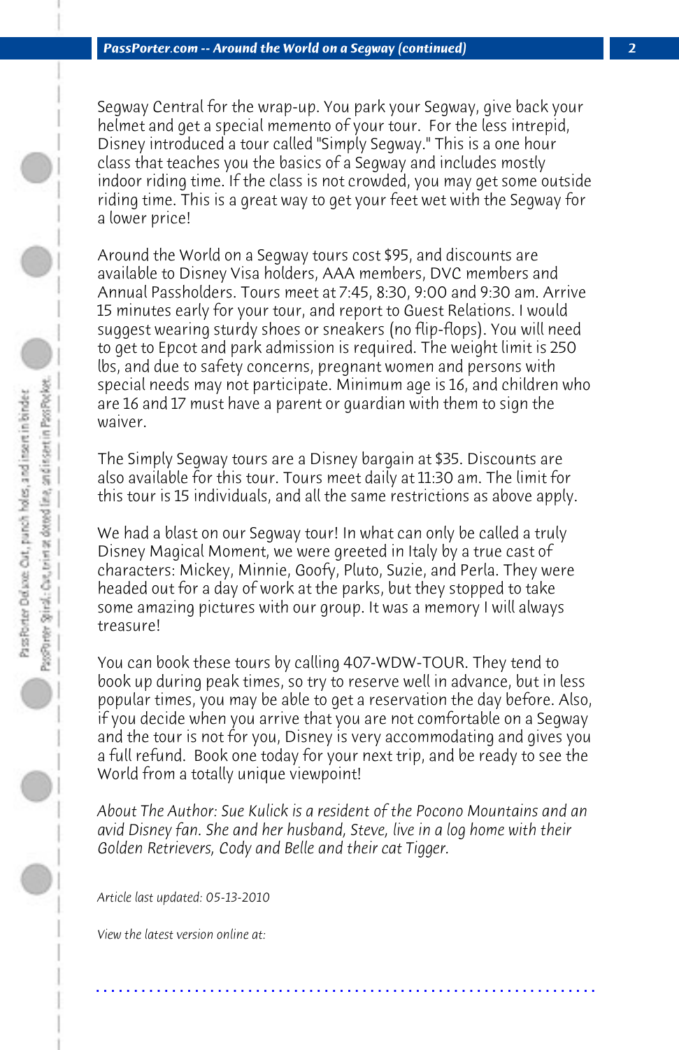Segway Central for the wrap-up. You park your Segway, give back your helmet and get a special memento of your tour. For the less intrepid, Disney introduced a tour called "Simply Segway." This is a one hour class that teaches you the basics of a Segway and includes mostly indoor riding time. If the class is not crowded, you may get some outside riding time. This is a great way to get your feet wet with the Segway for a lower price!

Around the World on a Segway tours cost $95, and discounts are available to Disney Visa holders, AAA members, DVC members and Annual Passholders. Tours meet at 7:45, 8:30, 9:00 and 9:30 am. Arrive 15 minutes early for your tour, and report to Guest Relations. I would suggest wearing sturdy shoes or sneakers (no flip-flops). You will need to get to Epcot and park admission is required. The weight limit is 250 lbs, and due to safety concerns, pregnant women and persons with special needs may not participate. Minimum age is 16, and children who are 16 and 17 must have a parent or guardian with them to sign the waiver.

The Simply Segway tours are a Disney bargain at $35. Discounts are also available for this tour. Tours meet daily at 11:30 am. The limit for this tour is 15 individuals, and all the same restrictions as above apply.

We had a blast on our Segway tour! In what can only be called a truly Disney Magical Moment, we were greeted in Italy by a true cast of characters: Mickey, Minnie, Goofy, Pluto, Suzie, and Perla. They were headed out for a day of work at the parks, but they stopped to take some amazing pictures with our group. It was a memory I will always treasure!

You can book these tours by calling 407-WDW-TOUR. They tend to book up during peak times, so try to reserve well in advance, but in less popular times, you may be able to get a reservation the day before. Also, if you decide when you arrive that you are not comfortable on a Segway and the tour is not for you, Disney is very accommodating and gives you a full refund. Book one today for your next trip, and be ready to see the World from a totally unique viewpoint!

*About The Author: Sue Kulick is a resident of the Pocono Mountains and an avid Disney fan. She and her husband, Steve, live in a log home with their Golden Retrievers, Cody and Belle and their cat Tigger.*

*Article last updated: 05-13-2010*

*View the latest version online at:*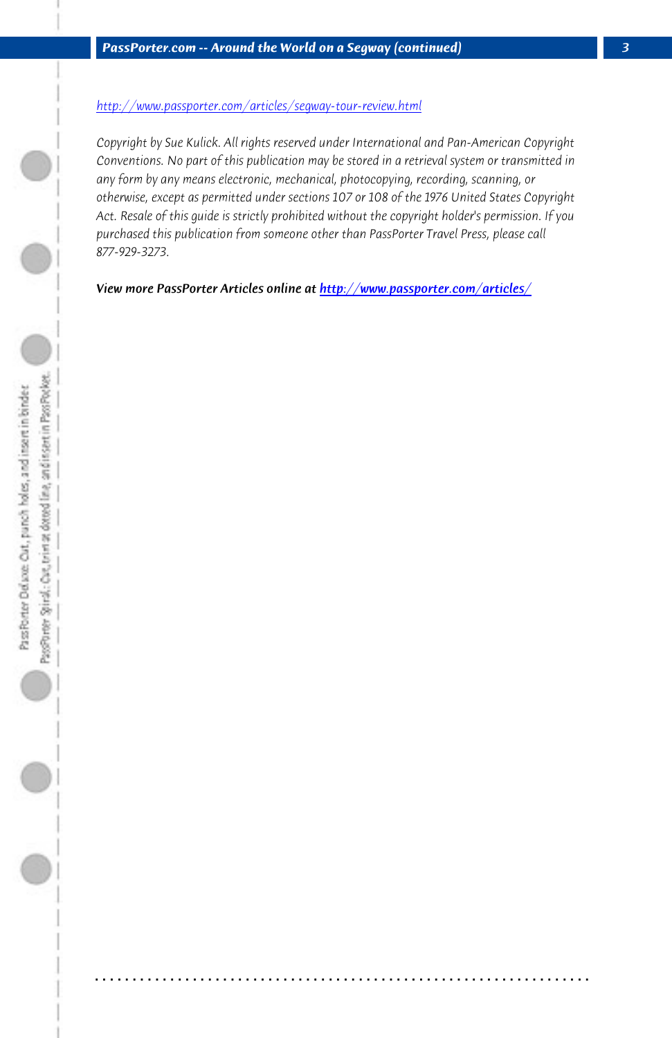http://www.passporter.com/articles/segway-tour-review.html

*Copyright by Sue Kulick. All rights reserved under International and Pan-American Copyright Conventions. No part of this publication may be stored in a retrieval system or transmitted in any form by any means electronic, mechanical, photocopying, recording, scanning, or otherwise, except as permitted under sections 107 or 108 of the 1976 United States Copyright Act. Resale of this guide is strictly prohibited without the copyright holder's permission. If you purchased this publication from someone other than PassPorter Travel Press, please call 877-929-3273.*

***View more PassPorter Articles online at http://www.passporter.com/articles/***